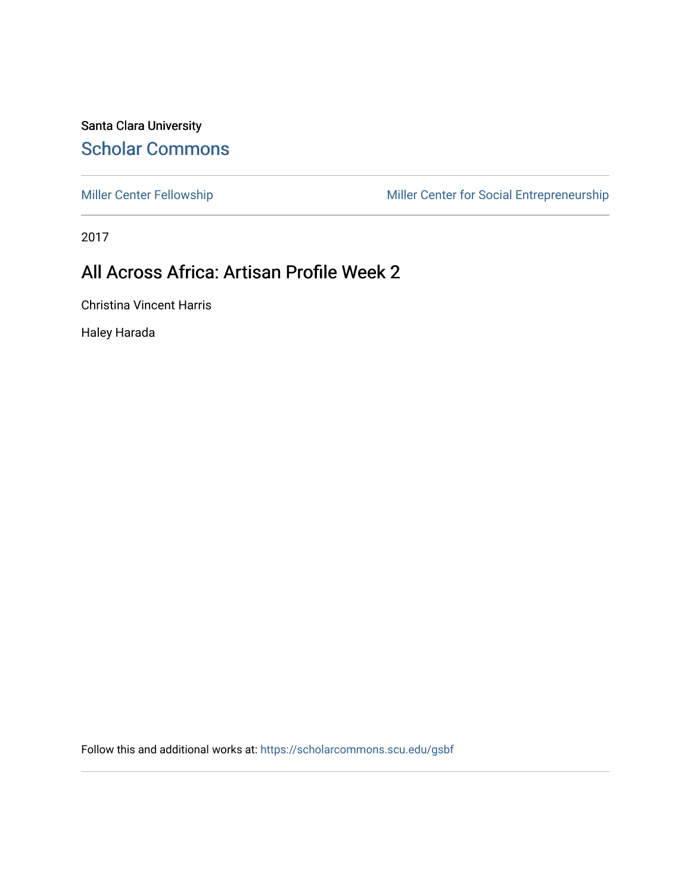Santa Clara University

## Scholar Commons

Miller Center Fellowship | Miller Center for Social Entrepreneurship

2017

# All Across Africa: Artisan Profile Week 2

Christina Vincent Harris

Haley Harada

Follow this and additional works at: https://scholarcommons.scu.edu/gsbf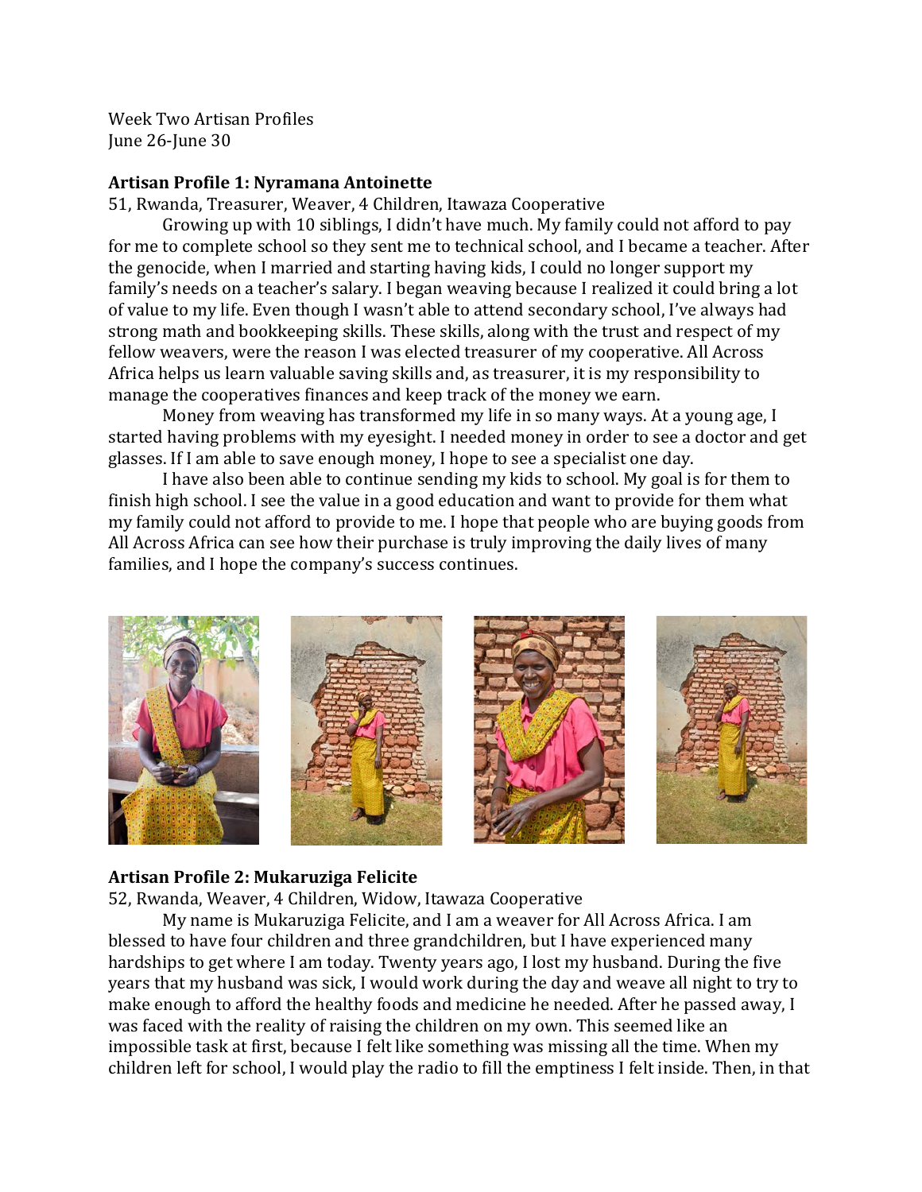Week Two Artisan Profiles
June 26-June 30

**Artisan Profile 1: Nyramana Antoinette**

51, Rwanda, Treasurer, Weaver, 4 Children, Itawaza Cooperative

Growing up with 10 siblings, I didn't have much. My family could not afford to pay for me to complete school so they sent me to technical school, and I became a teacher. After the genocide, when I married and starting having kids, I could no longer support my family's needs on a teacher's salary. I began weaving because I realized it could bring a lot of value to my life. Even though I wasn't able to attend secondary school, I've always had strong math and bookkeeping skills. These skills, along with the trust and respect of my fellow weavers, were the reason I was elected treasurer of my cooperative. All Across Africa helps us learn valuable saving skills and, as treasurer, it is my responsibility to manage the cooperatives finances and keep track of the money we earn.

Money from weaving has transformed my life in so many ways. At a young age, I started having problems with my eyesight. I needed money in order to see a doctor and get glasses. If I am able to save enough money, I hope to see a specialist one day.

I have also been able to continue sending my kids to school. My goal is for them to finish high school. I see the value in a good education and want to provide for them what my family could not afford to provide to me. I hope that people who are buying goods from All Across Africa can see how their purchase is truly improving the daily lives of many families, and I hope the company's success continues.

**Artisan Profile 2: Mukaruziga Felicite**

52, Rwanda, Weaver, 4 Children, Widow, Itawaza Cooperative

My name is Mukaruziga Felicite, and I am a weaver for All Across Africa. I am blessed to have four children and three grandchildren, but I have experienced many hardships to get where I am today. Twenty years ago, I lost my husband. During the five years that my husband was sick, I would work during the day and weave all night to try to make enough to afford the healthy foods and medicine he needed. After he passed away, I was faced with the reality of raising the children on my own. This seemed like an impossible task at first, because I felt like something was missing all the time. When my children left for school, I would play the radio to fill the emptiness I felt inside. Then, in that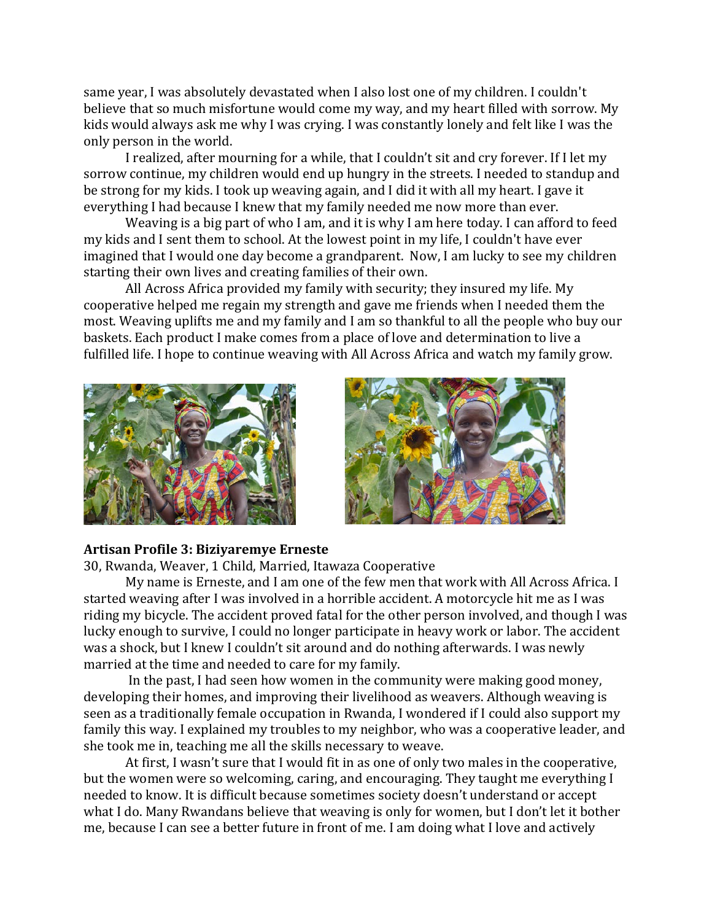same year, I was absolutely devastated when I also lost one of my children. I couldn't believe that so much misfortune would come my way, and my heart filled with sorrow. My kids would always ask me why I was crying. I was constantly lonely and felt like I was the only person in the world.

I realized, after mourning for a while, that I couldn't sit and cry forever. If I let my sorrow continue, my children would end up hungry in the streets. I needed to standup and be strong for my kids. I took up weaving again, and I did it with all my heart. I gave it everything I had because I knew that my family needed me now more than ever.

Weaving is a big part of who I am, and it is why I am here today. I can afford to feed my kids and I sent them to school. At the lowest point in my life, I couldn't have ever imagined that I would one day become a grandparent. Now, I am lucky to see my children starting their own lives and creating families of their own.

All Across Africa provided my family with security; they insured my life. My cooperative helped me regain my strength and gave me friends when I needed them the most. Weaving uplifts me and my family and I am so thankful to all the people who buy our baskets. Each product I make comes from a place of love and determination to live a fulfilled life. I hope to continue weaving with All Across Africa and watch my family grow.

**Artisan Profile 3: Biziyaremye Erneste**

30, Rwanda, Weaver, 1 Child, Married, Itawaza Cooperative

My name is Erneste, and I am one of the few men that work with All Across Africa. I started weaving after I was involved in a horrible accident. A motorcycle hit me as I was riding my bicycle. The accident proved fatal for the other person involved, and though I was lucky enough to survive, I could no longer participate in heavy work or labor. The accident was a shock, but I knew I couldn't sit around and do nothing afterwards. I was newly married at the time and needed to care for my family.

In the past, I had seen how women in the community were making good money, developing their homes, and improving their livelihood as weavers. Although weaving is seen as a traditionally female occupation in Rwanda, I wondered if I could also support my family this way. I explained my troubles to my neighbor, who was a cooperative leader, and she took me in, teaching me all the skills necessary to weave.

At first, I wasn't sure that I would fit in as one of only two males in the cooperative, but the women were so welcoming, caring, and encouraging. They taught me everything I needed to know. It is difficult because sometimes society doesn't understand or accept what I do. Many Rwandans believe that weaving is only for women, but I don't let it bother me, because I can see a better future in front of me. I am doing what I love and actively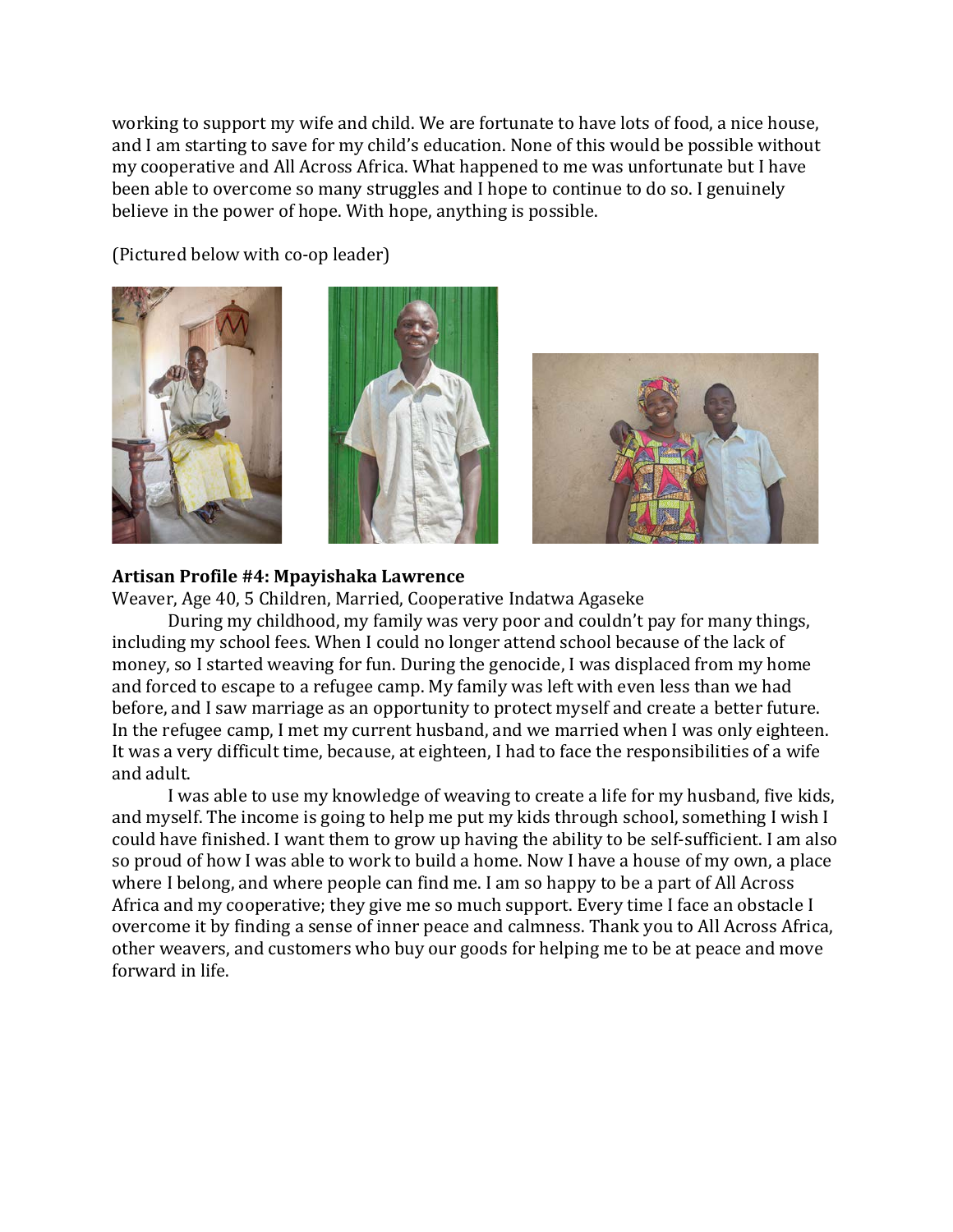working to support my wife and child. We are fortunate to have lots of food, a nice house, and I am starting to save for my child's education. None of this would be possible without my cooperative and All Across Africa. What happened to me was unfortunate but I have been able to overcome so many struggles and I hope to continue to do so. I genuinely believe in the power of hope. With hope, anything is possible.

(Pictured below with co-op leader)

**Artisan Profile #4: Mpayishaka Lawrence**

Weaver, Age 40, 5 Children, Married, Cooperative Indatwa Agaseke

During my childhood, my family was very poor and couldn't pay for many things, including my school fees. When I could no longer attend school because of the lack of money, so I started weaving for fun. During the genocide, I was displaced from my home and forced to escape to a refugee camp. My family was left with even less than we had before, and I saw marriage as an opportunity to protect myself and create a better future. In the refugee camp, I met my current husband, and we married when I was only eighteen. It was a very difficult time, because, at eighteen, I had to face the responsibilities of a wife and adult.

I was able to use my knowledge of weaving to create a life for my husband, five kids, and myself. The income is going to help me put my kids through school, something I wish I could have finished. I want them to grow up having the ability to be self-sufficient. I am also so proud of how I was able to work to build a home. Now I have a house of my own, a place where I belong, and where people can find me. I am so happy to be a part of All Across Africa and my cooperative; they give me so much support. Every time I face an obstacle I overcome it by finding a sense of inner peace and calmness. Thank you to All Across Africa, other weavers, and customers who buy our goods for helping me to be at peace and move forward in life.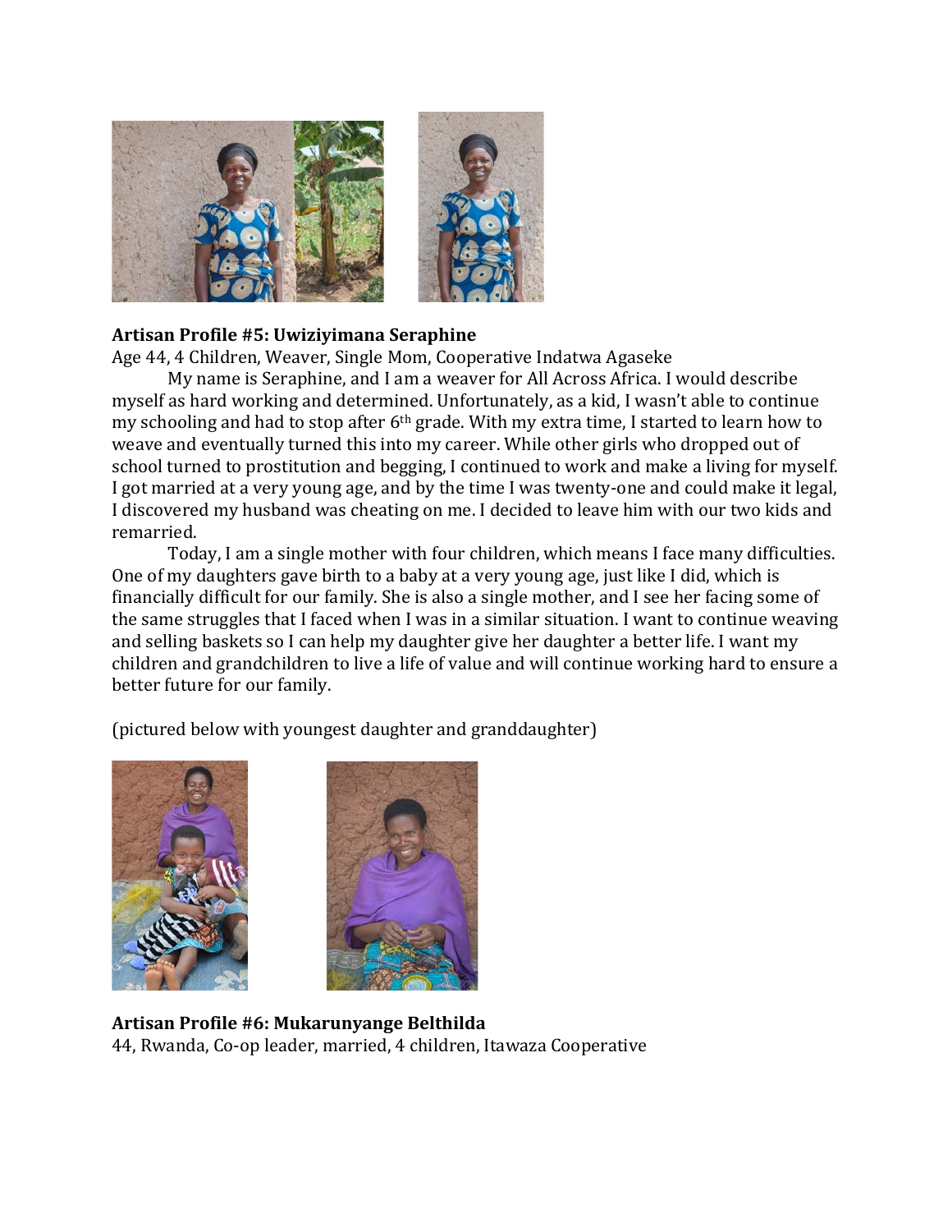**Artisan Profile #5: Uwiziyimana Seraphine**

Age 44, 4 Children, Weaver, Single Mom, Cooperative Indatwa Agaseke

My name is Seraphine, and I am a weaver for All Across Africa. I would describe myself as hard working and determined. Unfortunately, as a kid, I wasn't able to continue my schooling and had to stop after 6th grade. With my extra time, I started to learn how to weave and eventually turned this into my career. While other girls who dropped out of school turned to prostitution and begging, I continued to work and make a living for myself. I got married at a very young age, and by the time I was twenty-one and could make it legal, I discovered my husband was cheating on me. I decided to leave him with our two kids and remarried.

Today, I am a single mother with four children, which means I face many difficulties. One of my daughters gave birth to a baby at a very young age, just like I did, which is financially difficult for our family. She is also a single mother, and I see her facing some of the same struggles that I faced when I was in a similar situation. I want to continue weaving and selling baskets so I can help my daughter give her daughter a better life. I want my children and grandchildren to live a life of value and will continue working hard to ensure a better future for our family.

(pictured below with youngest daughter and granddaughter)

**Artisan Profile #6: Mukarunyange Belthilda**

44, Rwanda, Co-op leader, married, 4 children, Itawaza Cooperative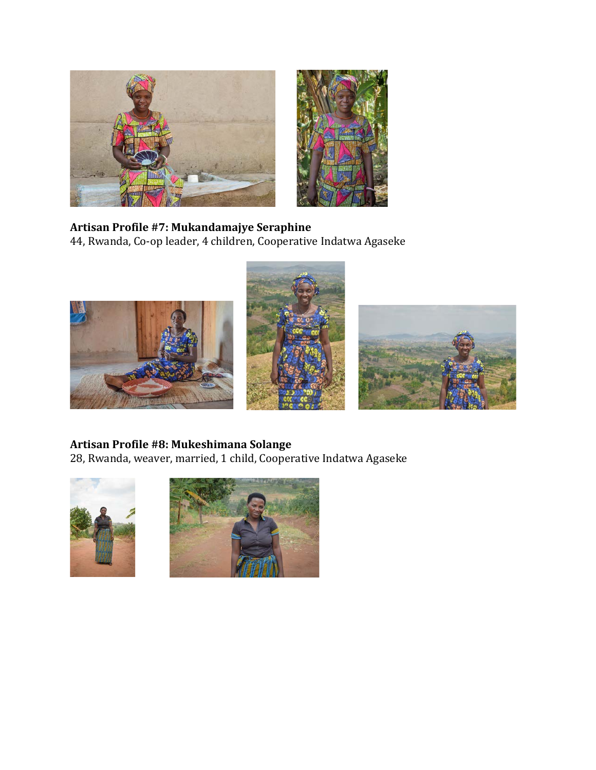**Artisan Profile #7: Mukandamajye Seraphine**
44, Rwanda, Co-op leader, 4 children, Cooperative Indatwa Agaseke

**Artisan Profile #8: Mukeshimana Solange**
28, Rwanda, weaver, married, 1 child, Cooperative Indatwa Agaseke